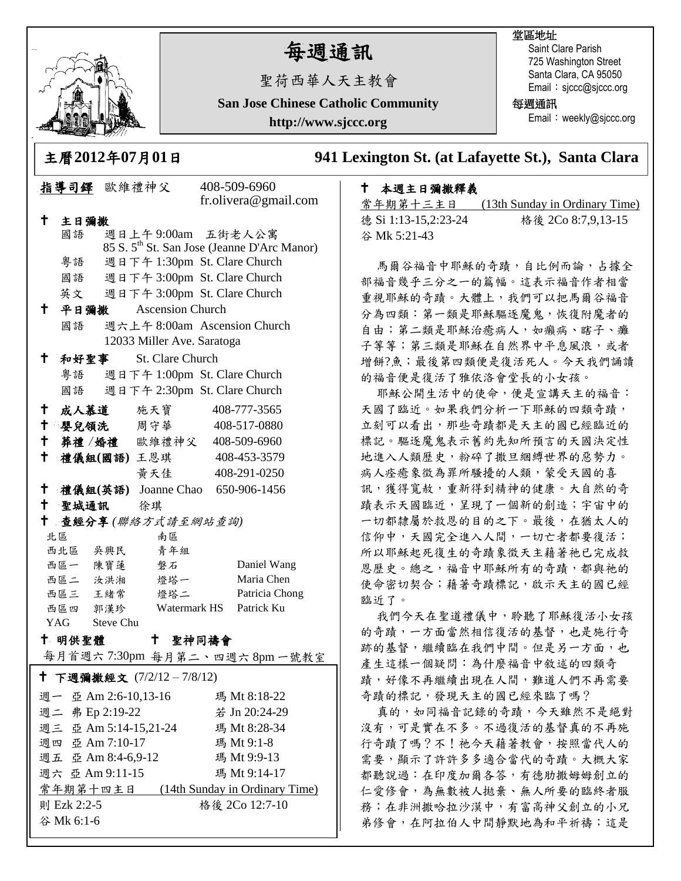# 每週通訊

聖荷西華人天主教會

**San Jose Chinese Catholic Community**

**http://www.sjccc.org**

堂區地址
Saint Clare Parish
725 Washington Street
Santa Clara, CA 95050
Email：sjccc@sjccc.org

每週通訊
Email：weekly@sjccc.org

## 主曆2012年07月01日　　941 Lexington St. (at Lafayette St.), Santa Clara

**指導司鐸** 歐維禮神父　408-509-6960　fr.olivera@gmail.com

**✝ 主日彌撒**
- 國語　週日上午 9:00am　五街老人公寓　85 S. 5th St. San Jose (Jeanne D'Arc Manor)
- 粵語　週日下午 1:30pm　St. Clare Church
- 國語　週日下午 3:00pm　St. Clare Church
- 英文　週日下午 3:00pm　St. Clare Church

**✝ 平日彌撒**　Ascension Church
- 國語　週六上午 8:00am　Ascension Church　12033 Miller Ave. Saratoga

**✝ 和好聖事**　St. Clare Church
- 粵語　週日下午 1:00pm　St. Clare Church
- 國語　週日下午 2:30pm　St. Clare Church

**✝ 成人慕道**　施天寶　408-777-3565
**✝ 嬰兒領洗**　周守華　408-517-0880
**✝ 葬禮 /婚禮**　歐維禮神父　408-509-6960
**✝ 禮儀組(國語)**　王恩琪　408-453-3579；黃天佳　408-291-0250
**✝ 禮儀組(英語)**　Joanne Chao　650-906-1456
**✝ 聖城通訊**　徐琪
**✝ 查經分享** *(聯絡方式請至網站查詢)*

| 北區 | | 南區 | |
|---|---|---|---|
| 西北區 | 吳興民 | 青年組 | |
| 西區一 | 陳寶蓮 | 磐石 | Daniel Wang |
| 西區二 | 汝洪湘 | 燈塔一 | Maria Chen |
| 西區三 | 王緒常 | 燈塔二 | Patricia Chong |
| 西區四 | 郭漢珍 | Watermark HS | Patrick Ku |
| YAG | Steve Chu | | |

**✝ 明供聖體**　**✝ 聖神同禱會**
每月首週六 7:30pm　每月第二、四週六 8pm 一號教室

**✝ 下週彌撒經文** (7/2/12 – 7/8/12)

| | | |
|---|---|---|
| 週一 | 亞 Am 2:6-10,13-16 | 瑪 Mt 8:18-22 |
| 週二 | 弗 Ep 2:19-22 | 若 Jn 20:24-29 |
| 週三 | 亞 Am 5:14-15,21-24 | 瑪 Mt 8:28-34 |
| 週四 | 亞 Am 7:10-17 | 瑪 Mt 9:1-8 |
| 週五 | 亞 Am 8:4-6,9-12 | 瑪 Mt 9:9-13 |
| 週六 | 亞 Am 9:11-15 | 瑪 Mt 9:14-17 |

常年期第十四主日　(14th Sunday in Ordinary Time)
則 Ezk 2:2-5　　格後 2Co 12:7-10
谷 Mk 6:1-6

**✝ 本週主日彌撒釋義**

常年期第十三主日　(13th Sunday in Ordinary Time)
德 Si 1:13-15,2:23-24　　格後 2Co 8:7,9,13-15
谷 Mk 5:21-43

馬爾谷福音中耶穌的奇蹟，自比例而論，占據全部福音幾乎三分之一的篇幅。這表示福音作者相當重視耶穌的奇蹟。大體上，我們可以把馬爾谷福音分為四類：第一類是耶穌驅逐魔鬼，恢復附魔者的自由；第二類是耶穌治癒病人，如癩病、瞎子、癱子等等；第三類是耶穌在自然界中平息風浪，或者增餅?魚；最後第四類便是復活死人。今天我們誦讀的福音便是復活了雅依洛會堂長的小女孩。

耶穌公開生活中的使命，便是宣講天主的福音：天國了臨近。如果我們分析一下耶穌的四類奇蹟，立刻可以看出，那些奇蹟都是天主的國已經臨近的標記。驅逐魔鬼表示舊約先知所預言的天國決定性地進入人類歷史，粉碎了撒旦綑縛世界的惡勢力。病人痊癒象徵為罪所騷擾的人類，蒙受天國的喜訊，獲得寬赦，重新得到精神的健康。大自然的奇蹟表示天國臨近，呈現了一個新的創造；宇宙中的一切都隸屬於救恩的目的之下。最後，在猶太人的信仰中，天國完全進入人間，一切亡者都要復活；所以耶穌起死復生的奇蹟象徵天主藉著祂已完成救恩歷史。總之，福音中耶穌所有的奇蹟，都與祂的使命密切契合；藉著奇蹟標記，啟示天主的國已經臨近了。

我們今天在聖道禮儀中，聆聽了耶穌復活小女孩的奇蹟，一方面當然相信復活的基督，也是施行奇跡的基督，繼續臨在我們中間。但是另一方面，也產生這樣一個疑問：為什麼福音中敘述的四類奇蹟，好像不再繼續出現在人間，難道人們不再需要奇蹟的標記，發現天主的國已經來臨了嗎？

真的，如同福音記錄的奇蹟，今天雖然不是絕對沒有，可是實在不多。不過復活的基督真的不再施行奇蹟了嗎？不！祂今天藉著教會，按照當代人的需要，顯示了許許多多適合當代的奇蹟。大概大家都聽說過：在印度加爾各答，有德肋撒姆姆創立的仁愛修會，為無數被人拋棄、無人所要的臨終者服務；在非洲撒哈拉沙漠中，有富高神父創立的小兄弟修會，在阿拉伯人中間靜默地為和平祈禱；這是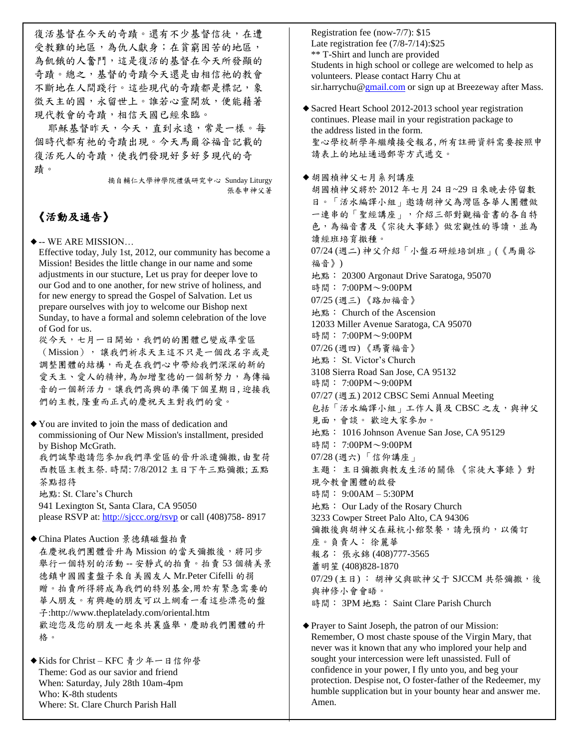復活基督在今天的奇蹟。還有不少基督信徒，在遭受教難的地區，為仇人獻身；在貧窮困苦的地區，為飢餓的人奮鬥，這是復活的基督在今天所發顯的奇蹟。總之，基督的奇蹟今天還是由相信祂的教會不斷地在人間踐行。這些現代的奇蹟都是標記，象徵天主的國，永留世上。誰若心靈開放，便能藉著現代教會的奇蹟，相信天國已經來臨。

耶穌基督昨天，今天，直到永遠，常是一樣。每個時代都有祂的奇蹟出現。今天馬爾谷福音記載的復活死人的奇蹟，使我們發現好多好多現代的奇蹟。

摘自輔仁大學神學院禮儀研究中心 Sunday Liturgy
張春申神父著

## 《活動及通告》

◆ -- WE ARE MISSION…
Effective today, July 1st, 2012, our community has become a Mission! Besides the little change in our name and some adjustments in our stucture, Let us pray for deeper love to our God and to one another, for new strive of holiness, and for new energy to spread the Gospel of Salvation. Let us prepare ourselves with joy to welcome our Bishop next Sunday, to have a formal and solemn celebration of the love of God for us.
從今天，七月一日開始，我們的的團體已變成準堂區（Mission），讓我們祈求天主這不只是一個改名字或是調整團體的結構，而是在我們心中帶給我們深深的新的愛天主、愛人的精神，為加增聖德的一個新努力，為傳福音的一個新活力。讓我們高興的準備下個星期日，迎接我們的主教，隆重而正式的慶祝天主對我們的愛。

◆ You are invited to join the mass of dedication and commissioning of Our New Mission's installment, presided by Bishop McGrath.
我們誠摯邀請您參加我們準堂區的晉升派遣彌撒，由聖荷西教區主教主祭. 時間: 7/8/2012 主日下午三點彌撒; 五點茶點招待
地點: St. Clare's Church
941 Lexington St, Santa Clara, CA 95050
please RSVP at: http://sjccc.org/rsvp or call (408)758- 8917

◆ China Plates Auction 景德鎮磁盤拍賣
在慶祝我們團體晉升為 Mission 的當天彌撒後，將同步舉行一個特別的活動 -- 安靜式的拍賣。拍賣 53 個精美景德鎮中國國畫盤子來自美國友人 Mr.Peter Cifelli 的捐贈。拍賣所得將成為我們的特別基金,用於有緊急需要的華人朋友。有興趣的朋友可以上網看一看這些漂亮的盤子:http://www.theplatelady.com/oriental.htm
歡迎您及您的朋友一起來共襄盛舉，慶助我們團體的升格。

◆ Kids for Christ – KFC 青少年一日信仰營
Theme: God as our savior and friend
When: Saturday, July 28th 10am-4pm
Who: K-8th students
Where: St. Clare Church Parish Hall
Registration fee (now-7/7): $15
Late registration fee (7/8-7/14):$25
** T-Shirt and lunch are provided
Students in high school or college are welcomed to help as volunteers. Please contact Harry Chu at sir.harrychu@gmail.com or sign up at Breezeway after Mass.

◆ Sacred Heart School 2012-2013 school year registration continues. Please mail in your registration package to the address listed in the form.
聖心學校新學年繼續接受報名, 所有註冊資料需要按照申請表上的地址通過郵寄方式遞交。

◆ 胡國楨神父七月系列講座
胡國楨神父將於 2012 年七月 24 日~29 日來晚去停留數日。「活水編譯小組」邀請胡神父為灣區各華人團體做一連串的「聖經講座」，介紹三部對觀福音書的各自特色，為福音書及《宗徒大事錄》做宏觀性的導讀，並為讀經班培育撒種。

07/24 (週二) 神父介紹「小盤石研經培訓班」(《馬爾谷福音》)
地點： 20300 Argonaut Drive Saratoga, 95070
時間： 7:00PM～9:00PM

07/25 (週三) 《路加福音》
地點： Church of the Ascension
12033 Miller Avenue Saratoga, CA 95070
時間： 7:00PM～9:00PM

07/26 (週四) 《瑪竇福音》
地點： St. Victor's Church
3108 Sierra Road San Jose, CA 95132
時間： 7:00PM～9:00PM

07/27 (週五) 2012 CBSC Semi Annual Meeting
包括「活水編譯小組」工作人員及 CBSC 之友，與神父見面，會談。 歡迎大家參加。
地點： 1016 Johnson Avenue San Jose, CA 95129
時間： 7:00PM～9:00PM

07/28 (週六) 「信仰講座」
主題： 主日彌撒與教友生活的關係 《宗徒大事錄 》對現今教會團體的啟發
時間： 9:00AM – 5:30PM
地點： Our Lady of the Rosary Church
3233 Cowper Street Palo Alto, CA 94306
彌撒後與胡神父在蘇杭小館聚餐，請先預約，以備訂座。負責人： 徐麗華
報名： 張永錦 (408)777-3565
蕭明笙 (408)828-1870

07/29 (主日) ： 胡神父與歐神父于 SJCCM 共祭彌撒，後與神修小會會晤。
時間： 3PM 地點： Saint Clare Parish Church

◆ Prayer to Saint Joseph, the patron of our Mission:
Remember, O most chaste spouse of the Virgin Mary, that never was it known that any who implored your help and sought your intercession were left unassisted. Full of confidence in your power, I fly unto you, and beg your protection. Despise not, O foster-father of the Redeemer, my humble supplication but in your bounty hear and answer me. Amen.